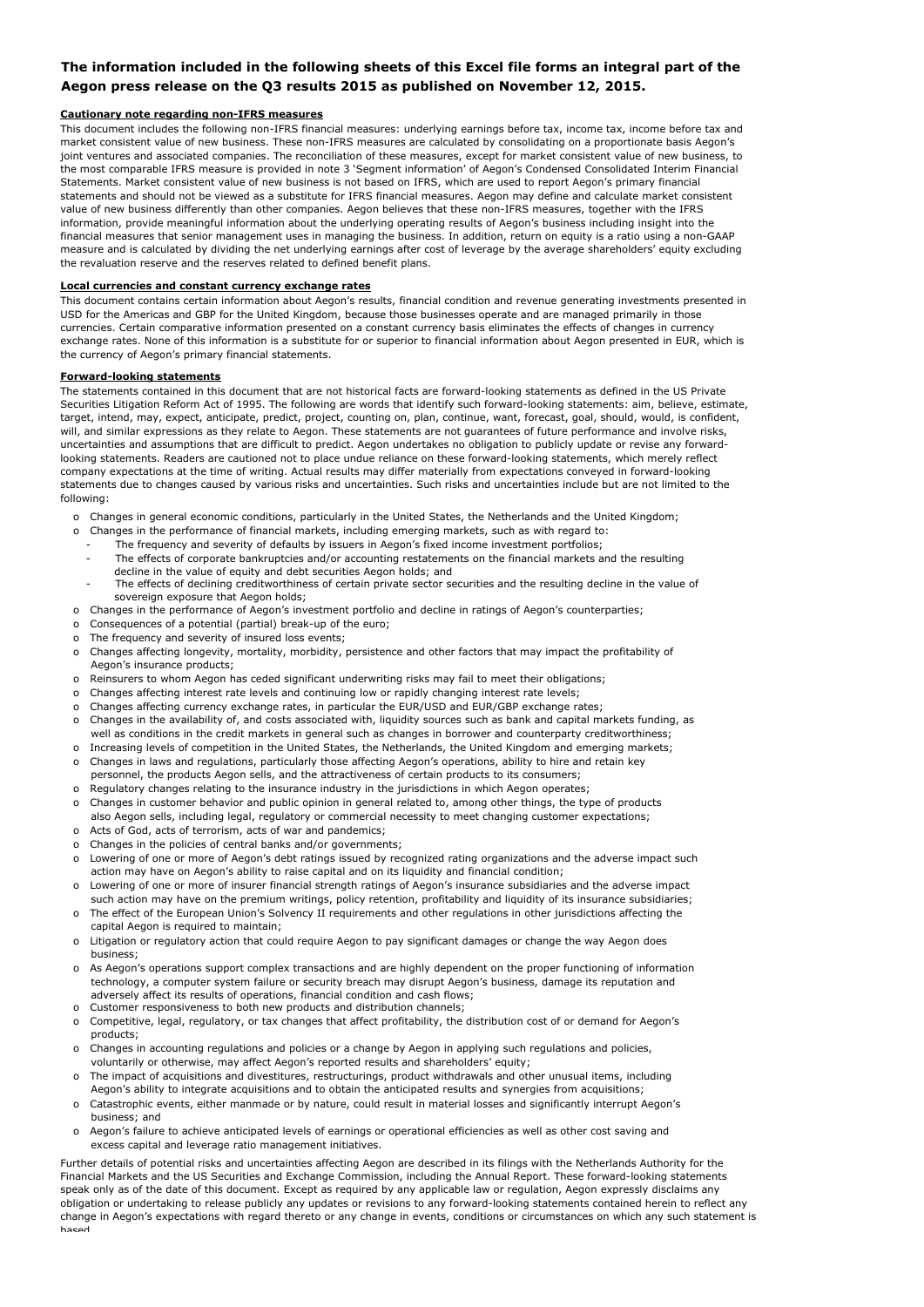**The information included in the following sheets of this Excel file forms an integral part of the Aegon press release on the Q3 results 2015 as published on November 12, 2015.**

**Cautionary note regarding non-IFRS measures**

This document includes the following non-IFRS financial measures: underlying earnings before tax, income tax, income before tax and market consistent value of new business. These non-IFRS measures are calculated by consolidating on a proportionate basis Aegon's joint ventures and associated companies. The reconciliation of these measures, except for market consistent value of new business, to the most comparable IFRS measure is provided in note 3 'Segment information' of Aegon's Condensed Consolidated Interim Financial Statements. Market consistent value of new business is not based on IFRS, which are used to report Aegon's primary financial statements and should not be viewed as a substitute for IFRS financial measures. Aegon may define and calculate market consistent value of new business differently than other companies. Aegon believes that these non-IFRS measures, together with the IFRS information, provide meaningful information about the underlying operating results of Aegon's business including insight into the financial measures that senior management uses in managing the business. In addition, return on equity is a ratio using a non-GAAP measure and is calculated by dividing the net underlying earnings after cost of leverage by the average shareholders' equity excluding the revaluation reserve and the reserves related to defined benefit plans.

**Local currencies and constant currency exchange rates**

This document contains certain information about Aegon's results, financial condition and revenue generating investments presented in USD for the Americas and GBP for the United Kingdom, because those businesses operate and are managed primarily in those currencies. Certain comparative information presented on a constant currency basis eliminates the effects of changes in currency exchange rates. None of this information is a substitute for or superior to financial information about Aegon presented in EUR, which is the currency of Aegon's primary financial statements.

**Forward-looking statements**

The statements contained in this document that are not historical facts are forward-looking statements as defined in the US Private Securities Litigation Reform Act of 1995. The following are words that identify such forward-looking statements: aim, believe, estimate, target, intend, may, expect, anticipate, predict, project, counting on, plan, continue, want, forecast, goal, should, would, is confident, will, and similar expressions as they relate to Aegon. These statements are not guarantees of future performance and involve risks, uncertainties and assumptions that are difficult to predict. Aegon undertakes no obligation to publicly update or revise any forward-looking statements. Readers are cautioned not to place undue reliance on these forward-looking statements, which merely reflect company expectations at the time of writing. Actual results may differ materially from expectations conveyed in forward-looking statements due to changes caused by various risks and uncertainties. Such risks and uncertainties include but are not limited to the following:

- Changes in general economic conditions, particularly in the United States, the Netherlands and the United Kingdom;
- Changes in the performance of financial markets, including emerging markets, such as with regard to:
  - The frequency and severity of defaults by issuers in Aegon's fixed income investment portfolios;
  - The effects of corporate bankruptcies and/or accounting restatements on the financial markets and the resulting decline in the value of equity and debt securities Aegon holds; and
  - The effects of declining creditworthiness of certain private sector securities and the resulting decline in the value of sovereign exposure that Aegon holds;
- Changes in the performance of Aegon's investment portfolio and decline in ratings of Aegon's counterparties;
- Consequences of a potential (partial) break-up of the euro;
- The frequency and severity of insured loss events;
- Changes affecting longevity, mortality, morbidity, persistence and other factors that may impact the profitability of Aegon's insurance products;
- Reinsurers to whom Aegon has ceded significant underwriting risks may fail to meet their obligations;
- Changes affecting interest rate levels and continuing low or rapidly changing interest rate levels;
- Changes affecting currency exchange rates, in particular the EUR/USD and EUR/GBP exchange rates;
- Changes in the availability of, and costs associated with, liquidity sources such as bank and capital markets funding, as well as conditions in the credit markets in general such as changes in borrower and counterparty creditworthiness;
- Increasing levels of competition in the United States, the Netherlands, the United Kingdom and emerging markets;
- Changes in laws and regulations, particularly those affecting Aegon's operations, ability to hire and retain key personnel, the products Aegon sells, and the attractiveness of certain products to its consumers;
- Regulatory changes relating to the insurance industry in the jurisdictions in which Aegon operates;
- Changes in customer behavior and public opinion in general related to, among other things, the type of products also Aegon sells, including legal, regulatory or commercial necessity to meet changing customer expectations;
- Acts of God, acts of terrorism, acts of war and pandemics;
- Changes in the policies of central banks and/or governments;
- Lowering of one or more of Aegon's debt ratings issued by recognized rating organizations and the adverse impact such action may have on Aegon's ability to raise capital and on its liquidity and financial condition;
- Lowering of one or more of insurer financial strength ratings of Aegon's insurance subsidiaries and the adverse impact such action may have on the premium writings, policy retention, profitability and liquidity of its insurance subsidiaries;
- The effect of the European Union's Solvency II requirements and other regulations in other jurisdictions affecting the capital Aegon is required to maintain;
- Litigation or regulatory action that could require Aegon to pay significant damages or change the way Aegon does business;
- As Aegon's operations support complex transactions and are highly dependent on the proper functioning of information technology, a computer system failure or security breach may disrupt Aegon's business, damage its reputation and adversely affect its results of operations, financial condition and cash flows;
- Customer responsiveness to both new products and distribution channels;
- Competitive, legal, regulatory, or tax changes that affect profitability, the distribution cost of or demand for Aegon's products;
- Changes in accounting regulations and policies or a change by Aegon in applying such regulations and policies, voluntarily or otherwise, may affect Aegon's reported results and shareholders' equity;
- The impact of acquisitions and divestitures, restructurings, product withdrawals and other unusual items, including Aegon's ability to integrate acquisitions and to obtain the anticipated results and synergies from acquisitions;
- Catastrophic events, either manmade or by nature, could result in material losses and significantly interrupt Aegon's business; and
- Aegon's failure to achieve anticipated levels of earnings or operational efficiencies as well as other cost saving and excess capital and leverage ratio management initiatives.

Further details of potential risks and uncertainties affecting Aegon are described in its filings with the Netherlands Authority for the Financial Markets and the US Securities and Exchange Commission, including the Annual Report. These forward-looking statements speak only as of the date of this document. Except as required by any applicable law or regulation, Aegon expressly disclaims any obligation or undertaking to release publicly any updates or revisions to any forward-looking statements contained herein to reflect any change in Aegon's expectations with regard thereto or any change in events, conditions or circumstances on which any such statement is based.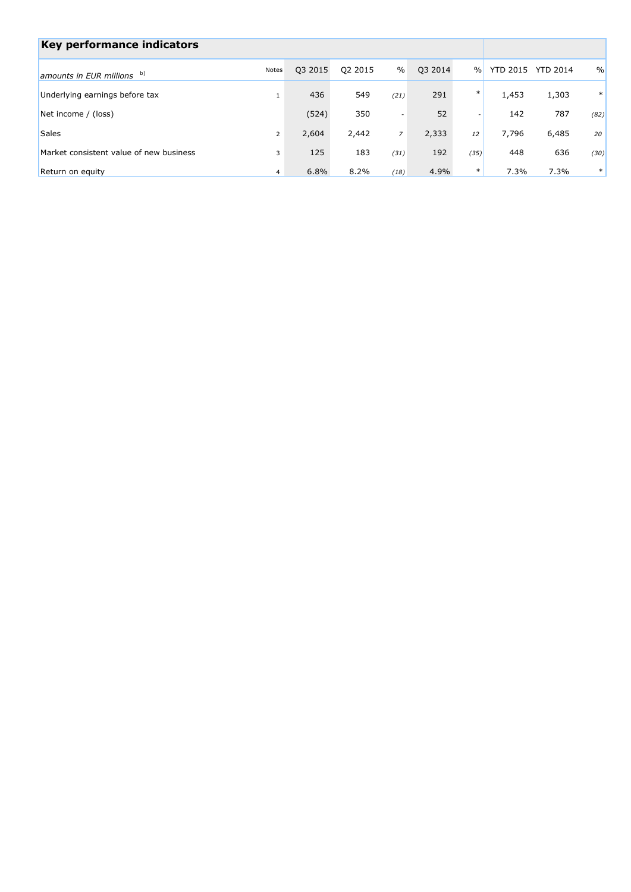## Key performance indicators

| *amounts in EUR millions* b) | Notes | Q3 2015 | Q2 2015 | % | Q3 2014 | % | YTD 2015 | YTD 2014 | % |
|---|---|---|---|---|---|---|---|---|---|
| Underlying earnings before tax | 1 | 436 | 549 | *(21)* | 291 | * | 1,453 | 1,303 | * |
| Net income / (loss) | | (524) | 350 | - | 52 | - | 142 | 787 | *(82)* |
| Sales | 2 | 2,604 | 2,442 | *7* | 2,333 | *12* | 7,796 | 6,485 | *20* |
| Market consistent value of new business | 3 | 125 | 183 | *(31)* | 192 | *(35)* | 448 | 636 | *(30)* |
| Return on equity | 4 | 6.8% | 8.2% | *(18)* | 4.9% | * | 7.3% | 7.3% | * |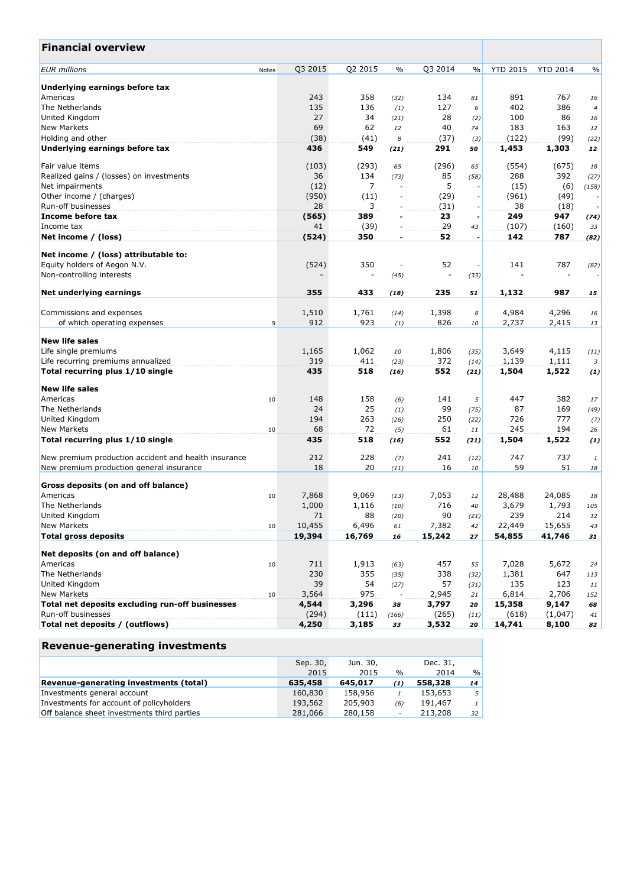## Financial overview

| EUR millions | Notes | Q3 2015 | Q2 2015 | % | Q3 2014 | % | YTD 2015 | YTD 2014 | % |
|---|---|---|---|---|---|---|---|---|---|
| **Underlying earnings before tax** | | | | | | | | | |
| Americas | | 243 | 358 | *(32)* | 134 | *81* | 891 | 767 | *16* |
| The Netherlands | | 135 | 136 | *(1)* | 127 | *6* | 402 | 386 | *4* |
| United Kingdom | | 27 | 34 | *(21)* | 28 | *(2)* | 100 | 86 | *16* |
| New Markets | | 69 | 62 | *12* | 40 | *74* | 183 | 163 | *12* |
| Holding and other | | (38) | (41) | *8* | (37) | *(3)* | (122) | (99) | *(22)* |
| **Underlying earnings before tax** | | **436** | **549** | ***(21)*** | **291** | ***50*** | **1,453** | **1,303** | ***12*** |
| Fair value items | | (103) | (293) | *65* | (296) | *65* | (554) | (675) | *18* |
| Realized gains / (losses) on investments | | 36 | 134 | *(73)* | 85 | *(58)* | 288 | 392 | *(27)* |
| Net impairments | | (12) | 7 | - | 5 | - | (15) | (6) | *(158)* |
| Other income / (charges) | | (950) | (11) | - | (29) | - | (961) | (49) | - |
| Run-off businesses | | 28 | 3 | - | (31) | - | 38 | (18) | - |
| **Income before tax** | | **(565)** | **389** | **-** | **23** | **-** | **249** | **947** | ***(74)*** |
| Income tax | | 41 | (39) | - | 29 | *43* | (107) | (160) | *33* |
| **Net income / (loss)** | | **(524)** | **350** | **-** | **52** | **-** | **142** | **787** | ***(82)*** |
| **Net income / (loss) attributable to:** | | | | | | | | | |
| Equity holders of Aegon N.V. | | (524) | 350 | - | 52 | - | 141 | 787 | *(82)* |
| Non-controlling interests | | - | - | *(45)* | - | *(33)* | - | - | - |
| **Net underlying earnings** | | **355** | **433** | ***(18)*** | **235** | ***51*** | **1,132** | **987** | ***15*** |
| Commissions and expenses | | 1,510 | 1,761 | *(14)* | 1,398 | *8* | 4,984 | 4,296 | *16* |
| of which operating expenses | 9 | 912 | 923 | *(1)* | 826 | *10* | 2,737 | 2,415 | *13* |
| **New life sales** | | | | | | | | | |
| Life single premiums | | 1,165 | 1,062 | *10* | 1,806 | *(35)* | 3,649 | 4,115 | *(11)* |
| Life recurring premiums annualized | | 319 | 411 | *(23)* | 372 | *(14)* | 1,139 | 1,111 | *3* |
| **Total recurring plus 1/10 single** | | **435** | **518** | ***(16)*** | **552** | ***(21)*** | **1,504** | **1,522** | ***(1)*** |
| **New life sales** | | | | | | | | | |
| Americas | 10 | 148 | 158 | *(6)* | 141 | *5* | 447 | 382 | *17* |
| The Netherlands | | 24 | 25 | *(1)* | 99 | *(75)* | 87 | 169 | *(49)* |
| United Kingdom | | 194 | 263 | *(26)* | 250 | *(22)* | 726 | 777 | *(7)* |
| New Markets | 10 | 68 | 72 | *(5)* | 61 | *11* | 245 | 194 | *26* |
| **Total recurring plus 1/10 single** | | **435** | **518** | ***(16)*** | **552** | ***(21)*** | **1,504** | **1,522** | ***(1)*** |
| New premium production accident and health insurance | | 212 | 228 | *(7)* | 241 | *(12)* | 747 | 737 | *1* |
| New premium production general insurance | | 18 | 20 | *(11)* | 16 | *10* | 59 | 51 | *18* |
| **Gross deposits (on and off balance)** | | | | | | | | | |
| Americas | 10 | 7,868 | 9,069 | *(13)* | 7,053 | *12* | 28,488 | 24,085 | *18* |
| The Netherlands | | 1,000 | 1,116 | *(10)* | 716 | *40* | 3,679 | 1,793 | *105* |
| United Kingdom | | 71 | 88 | *(20)* | 90 | *(21)* | 239 | 214 | *12* |
| New Markets | 10 | 10,455 | 6,496 | *61* | 7,382 | *42* | 22,449 | 15,655 | *43* |
| **Total gross deposits** | | **19,394** | **16,769** | ***16*** | **15,242** | ***27*** | **54,855** | **41,746** | ***31*** |
| **Net deposits (on and off balance)** | | | | | | | | | |
| Americas | 10 | 711 | 1,913 | *(63)* | 457 | *55* | 7,028 | 5,672 | *24* |
| The Netherlands | | 230 | 355 | *(35)* | 338 | *(32)* | 1,381 | 647 | *113* |
| United Kingdom | | 39 | 54 | *(27)* | 57 | *(31)* | 135 | 123 | *11* |
| New Markets | 10 | 3,564 | 975 | - | 2,945 | *21* | 6,814 | 2,706 | *152* |
| **Total net deposits excluding run-off businesses** | | **4,544** | **3,296** | ***38*** | **3,797** | ***20*** | **15,358** | **9,147** | ***68*** |
| Run-off businesses | | (294) | (111) | *(166)* | (265) | *(11)* | (618) | (1,047) | *41* |
| **Total net deposits / (outflows)** | | **4,250** | **3,185** | ***33*** | **3,532** | ***20*** | **14,741** | **8,100** | ***82*** |

## Revenue-generating investments

| | Sep. 30, 2015 | Jun. 30, 2015 | % | Dec. 31, 2014 | % |
|---|---|---|---|---|---|
| **Revenue-generating investments (total)** | **635,458** | **645,017** | ***(1)*** | **558,328** | ***14*** |
| Investments general account | 160,830 | 158,956 | *1* | 153,653 | *5* |
| Investments for account of policyholders | 193,562 | 205,903 | *(6)* | 191,467 | *1* |
| Off balance sheet investments third parties | 281,066 | 280,158 | - | 213,208 | *32* |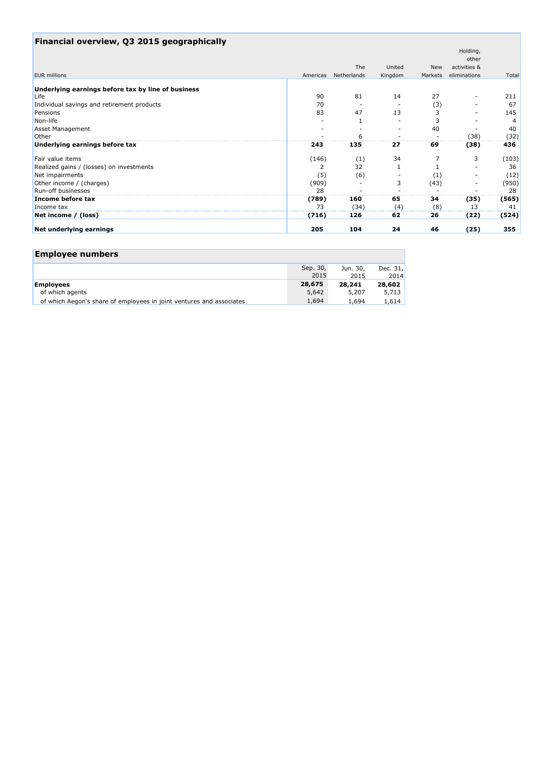## Financial overview, Q3 2015 geographically

| EUR millions | Americas | The Netherlands | United Kingdom | New Markets | Holding, other activities & eliminations | Total |
|---|---|---|---|---|---|---|
| **Underlying earnings before tax by line of business** | | | | | | |
| Life | 90 | 81 | 14 | 27 | - | 211 |
| Individual savings and retirement products | 70 | - | - | (3) | - | 67 |
| Pensions | 83 | 47 | 13 | 3 | - | 145 |
| Non-life | - | 1 | - | 3 | - | 4 |
| Asset Management | - | - | - | 40 | - | 40 |
| Other | - | 6 | - | - | (38) | (32) |
| **Underlying earnings before tax** | **243** | **135** | **27** | **69** | **(38)** | **436** |
| Fair value items | (146) | (1) | 34 | 7 | 3 | (103) |
| Realized gains / (losses) on investments | 2 | 32 | 1 | 1 | - | 36 |
| Net impairments | (5) | (6) | - | (1) | - | (12) |
| Other income / (charges) | (909) | - | 3 | (43) | - | (950) |
| Run-off businesses | 28 | - | - | - | - | 28 |
| **Income before tax** | **(789)** | **160** | **65** | **34** | **(35)** | **(565)** |
| Income tax | 73 | (34) | (4) | (8) | 13 | 41 |
| **Net income / (loss)** | **(716)** | **126** | **62** | **26** | **(22)** | **(524)** |
| **Net underlying earnings** | **205** | **104** | **24** | **46** | **(25)** | **355** |

## Employee numbers

| | Sep. 30, 2015 | Jun. 30, 2015 | Dec. 31, 2014 |
|---|---|---|---|
| **Employees** | **28,675** | **28,241** | **28,602** |
| of which agents | 5,642 | 5,207 | 5,713 |
| of which Aegon's share of employees in joint ventures and associates | 1,694 | 1,694 | 1,614 |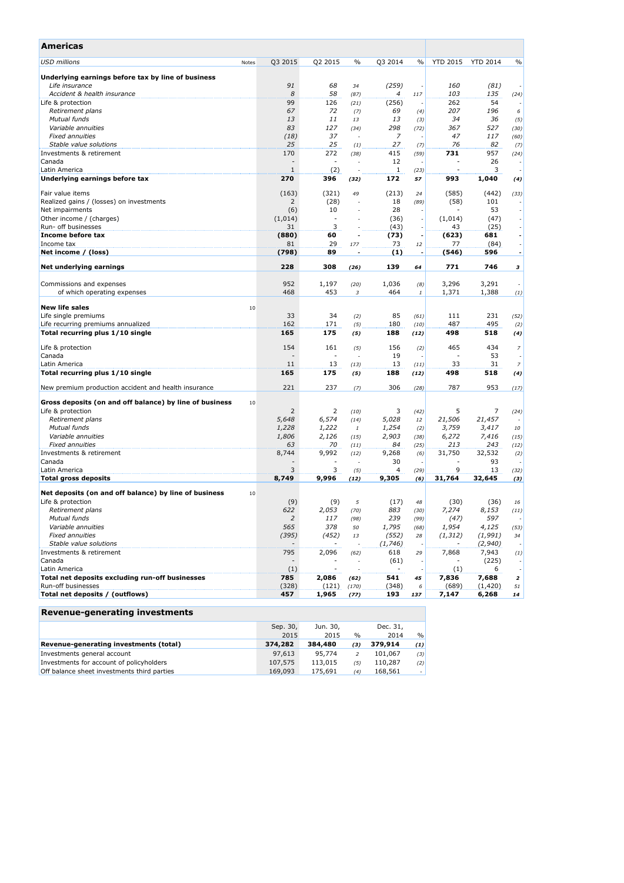## Americas

| USD millions | Notes | Q3 2015 | Q2 2015 | % | Q3 2014 | % | YTD 2015 | YTD 2014 | % |
|---|---|---|---|---|---|---|---|---|---|
| **Underlying earnings before tax by line of business** | | | | | | | | | |
| *Life insurance* | | *91* | *68* | *34* | *(259)* | *-* | *160* | *(81)* | *-* |
| *Accident & health insurance* | | *8* | *58* | *(87)* | *4* | *117* | *103* | *135* | *(24)* |
| Life & protection | | 99 | 126 | *(21)* | (256) | *-* | 262 | 54 | *-* |
| *Retirement plans* | | *67* | *72* | *(7)* | *69* | *(4)* | *207* | *196* | *6* |
| *Mutual funds* | | *13* | *11* | *13* | *13* | *(3)* | *34* | *36* | *(5)* |
| *Variable annuities* | | *83* | *127* | *(34)* | *298* | *(72)* | *367* | *527* | *(30)* |
| *Fixed annuities* | | *(18)* | *37* | *-* | *7* | *-* | *47* | *117* | *(60)* |
| *Stable value solutions* | | *25* | *25* | *(1)* | *27* | *(7)* | *76* | *82* | *(7)* |
| Investments & retirement | | 170 | 272 | *(38)* | 415 | *(59)* | **731** | 957 | *(24)* |
| Canada | | - | - | *-* | 12 | *-* | - | 26 | *-* |
| Latin America | | 1 | (2) | *-* | 1 | *(23)* | - | 3 | *-* |
| **Underlying earnings before tax** | | **270** | **396** | ***(32)*** | **172** | ***57*** | **993** | **1,040** | ***(4)*** |
| | | | | | | | | | |
| Fair value items | | (163) | (321) | *49* | (213) | *24* | (585) | (442) | *(33)* |
| Realized gains / (losses) on investments | | 2 | (28) | *-* | 18 | *(89)* | (58) | 101 | *-* |
| Net impairments | | (6) | 10 | *-* | 28 | *-* | - | 53 | *-* |
| Other income / (charges) | | (1,014) | - | *-* | (36) | *-* | (1,014) | (47) | *-* |
| Run- off businesses | | 31 | 3 | *-* | (43) | *-* | 43 | (25) | *-* |
| **Income before tax** | | **(880)** | **60** | **-** | **(73)** | **-** | **(623)** | **681** | **-** |
| Income tax | | 81 | 29 | *177* | 73 | *12* | 77 | (84) | *-* |
| **Net income / (loss)** | | **(798)** | **89** | **-** | **(1)** | **-** | **(546)** | **596** | **-** |
| | | | | | | | | | |
| **Net underlying earnings** | | **228** | **308** | ***(26)*** | **139** | ***64*** | **771** | **746** | ***3*** |
| | | | | | | | | | |
| Commissions and expenses | | 952 | 1,197 | *(20)* | 1,036 | *(8)* | 3,296 | 3,291 | *-* |
| of which operating expenses | | 468 | 453 | *3* | 464 | *1* | 1,371 | 1,388 | *(1)* |
| | | | | | | | | | |
| **New life sales** | 10 | | | | | | | | |
| Life single premiums | | 33 | 34 | *(2)* | 85 | *(61)* | 111 | 231 | *(52)* |
| Life recurring premiums annualized | | 162 | 171 | *(5)* | 180 | *(10)* | 487 | 495 | *(2)* |
| **Total recurring plus 1/10 single** | | **165** | **175** | ***(5)*** | **188** | ***(12)*** | **498** | **518** | ***(4)*** |
| | | | | | | | | | |
| Life & protection | | 154 | 161 | *(5)* | 156 | *(2)* | 465 | 434 | *7* |
| Canada | | - | - | *-* | 19 | *-* | - | 53 | *-* |
| Latin America | | 11 | 13 | *(13)* | 13 | *(11)* | 33 | 31 | *7* |
| **Total recurring plus 1/10 single** | | **165** | **175** | ***(5)*** | **188** | ***(12)*** | **498** | **518** | ***(4)*** |
| | | | | | | | | | |
| New premium production accident and health insurance | | 221 | 237 | *(7)* | 306 | *(28)* | 787 | 953 | *(17)* |
| | | | | | | | | | |
| **Gross deposits (on and off balance) by line of business** | 10 | | | | | | | | |
| Life & protection | | 2 | 2 | *(10)* | 3 | *(42)* | 5 | 7 | *(24)* |
| *Retirement plans* | | *5,648* | *6,574* | *(14)* | *5,028* | *12* | *21,506* | *21,457* | *-* |
| *Mutual funds* | | *1,228* | *1,222* | *1* | *1,254* | *(2)* | *3,759* | *3,417* | *10* |
| *Variable annuities* | | *1,806* | *2,126* | *(15)* | *2,903* | *(38)* | *6,272* | *7,416* | *(15)* |
| *Fixed annuities* | | *63* | *70* | *(11)* | *84* | *(25)* | *213* | *243* | *(12)* |
| Investments & retirement | | 8,744 | 9,992 | *(12)* | 9,268 | *(6)* | 31,750 | 32,532 | *(2)* |
| Canada | | - | - | *-* | 30 | *-* | - | 93 | *-* |
| Latin America | | 3 | 3 | *(5)* | 4 | *(29)* | 9 | 13 | *(32)* |
| **Total gross deposits** | | **8,749** | **9,996** | ***(12)*** | **9,305** | ***(6)*** | **31,764** | **32,645** | ***(3)*** |
| | | | | | | | | | |
| **Net deposits (on and off balance) by line of business** | 10 | | | | | | | | |
| Life & protection | | (9) | (9) | *5* | (17) | *48* | (30) | (36) | *16* |
| *Retirement plans* | | *622* | *2,053* | *(70)* | *883* | *(30)* | *7,274* | *8,153* | *(11)* |
| *Mutual funds* | | *2* | *117* | *(98)* | *239* | *(99)* | *(47)* | *597* | *-* |
| *Variable annuities* | | *565* | *378* | *50* | *1,795* | *(68)* | *1,954* | *4,125* | *(53)* |
| *Fixed annuities* | | *(395)* | *(452)* | *13* | *(552)* | *28* | *(1,312)* | *(1,991)* | *34* |
| *Stable value solutions* | | *-* | *-* | *-* | *(1,746)* | *-* | *-* | *(2,940)* | *-* |
| Investments & retirement | | 795 | 2,096 | *(62)* | 618 | *29* | 7,868 | 7,943 | *(1)* |
| Canada | | - | - | *-* | (61) | *-* | - | (225) | *-* |
| Latin America | | (1) | - | *-* | - | *-* | (1) | 6 | *-* |
| **Total net deposits excluding run-off businesses** | | **785** | **2,086** | ***(62)*** | **541** | ***45*** | **7,836** | **7,688** | ***2*** |
| Run-off businesses | | (328) | (121) | *(170)* | (348) | *6* | (689) | (1,420) | *51* |
| **Total net deposits / (outflows)** | | **457** | **1,965** | ***(77)*** | **193** | ***137*** | **7,147** | **6,268** | ***14*** |

## Revenue-generating investments

| | Sep. 30, 2015 | Jun. 30, 2015 | % | Dec. 31, 2014 | % |
|---|---|---|---|---|---|
| **Revenue-generating investments (total)** | **374,282** | **384,480** | ***(3)*** | **379,914** | ***(1)*** |
| Investments general account | 97,613 | 95,774 | *2* | 101,067 | *(3)* |
| Investments for account of policyholders | 107,575 | 113,015 | *(5)* | 110,287 | *(2)* |
| Off balance sheet investments third parties | 169,093 | 175,691 | *(4)* | 168,561 | *-* |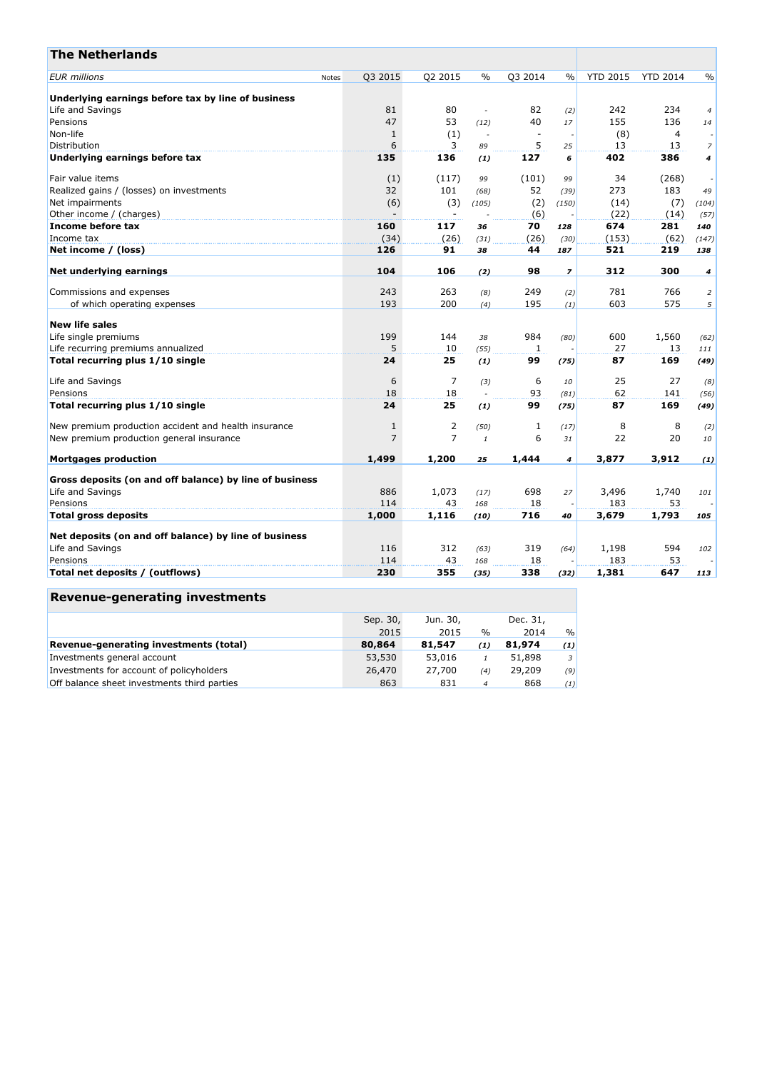## The Netherlands

| EUR millions | Notes | Q3 2015 | Q2 2015 | % | Q3 2014 | % | YTD 2015 | YTD 2014 | % |
|---|---|---|---|---|---|---|---|---|---|
| **Underlying earnings before tax by line of business** | | | | | | | | | |
| Life and Savings | | 81 | 80 | - | 82 | (2) | 242 | 234 | 4 |
| Pensions | | 47 | 53 | (12) | 40 | 17 | 155 | 136 | 14 |
| Non-life | | 1 | (1) | - | - | - | (8) | 4 | - |
| Distribution | | 6 | 3 | 89 | 5 | 25 | 13 | 13 | 7 |
| **Underlying earnings before tax** | | **135** | **136** | **(1)** | **127** | **6** | **402** | **386** | **4** |
| Fair value items | | (1) | (117) | 99 | (101) | 99 | 34 | (268) | - |
| Realized gains / (losses) on investments | | 32 | 101 | (68) | 52 | (39) | 273 | 183 | 49 |
| Net impairments | | (6) | (3) | (105) | (2) | (150) | (14) | (7) | (104) |
| Other income / (charges) | | - | - | - | (6) | - | (22) | (14) | (57) |
| **Income before tax** | | **160** | **117** | **36** | **70** | **128** | **674** | **281** | **140** |
| Income tax | | (34) | (26) | (31) | (26) | (30) | (153) | (62) | (147) |
| **Net income / (loss)** | | **126** | **91** | **38** | **44** | **187** | **521** | **219** | **138** |
| **Net underlying earnings** | | **104** | **106** | **(2)** | **98** | **7** | **312** | **300** | **4** |
| Commissions and expenses | | 243 | 263 | (8) | 249 | (2) | 781 | 766 | 2 |
| of which operating expenses | | 193 | 200 | (4) | 195 | (1) | 603 | 575 | 5 |
| **New life sales** | | | | | | | | | |
| Life single premiums | | 199 | 144 | 38 | 984 | (80) | 600 | 1,560 | (62) |
| Life recurring premiums annualized | | 5 | 10 | (55) | 1 | - | 27 | 13 | 111 |
| **Total recurring plus 1/10 single** | | **24** | **25** | **(1)** | **99** | **(75)** | **87** | **169** | **(49)** |
| Life and Savings | | 6 | 7 | (3) | 6 | 10 | 25 | 27 | (8) |
| Pensions | | 18 | 18 | - | 93 | (81) | 62 | 141 | (56) |
| **Total recurring plus 1/10 single** | | **24** | **25** | **(1)** | **99** | **(75)** | **87** | **169** | **(49)** |
| New premium production accident and health insurance | | 1 | 2 | (50) | 1 | (17) | 8 | 8 | (2) |
| New premium production general insurance | | 7 | 7 | 1 | 6 | 31 | 22 | 20 | 10 |
| **Mortgages production** | | **1,499** | **1,200** | **25** | **1,444** | **4** | **3,877** | **3,912** | **(1)** |
| **Gross deposits (on and off balance) by line of business** | | | | | | | | | |
| Life and Savings | | 886 | 1,073 | (17) | 698 | 27 | 3,496 | 1,740 | 101 |
| Pensions | | 114 | 43 | 168 | 18 | - | 183 | 53 | - |
| **Total gross deposits** | | **1,000** | **1,116** | **(10)** | **716** | **40** | **3,679** | **1,793** | **105** |
| **Net deposits (on and off balance) by line of business** | | | | | | | | | |
| Life and Savings | | 116 | 312 | (63) | 319 | (64) | 1,198 | 594 | 102 |
| Pensions | | 114 | 43 | 168 | 18 | - | 183 | 53 | - |
| **Total net deposits / (outflows)** | | **230** | **355** | **(35)** | **338** | **(32)** | **1,381** | **647** | **113** |

## Revenue-generating investments

| | Sep. 30, 2015 | Jun. 30, 2015 | % | Dec. 31, 2014 | % |
|---|---|---|---|---|---|
| **Revenue-generating investments (total)** | **80,864** | **81,547** | **(1)** | **81,974** | **(1)** |
| Investments general account | 53,530 | 53,016 | 1 | 51,898 | 3 |
| Investments for account of policyholders | 26,470 | 27,700 | (4) | 29,209 | (9) |
| Off balance sheet investments third parties | 863 | 831 | 4 | 868 | (1) |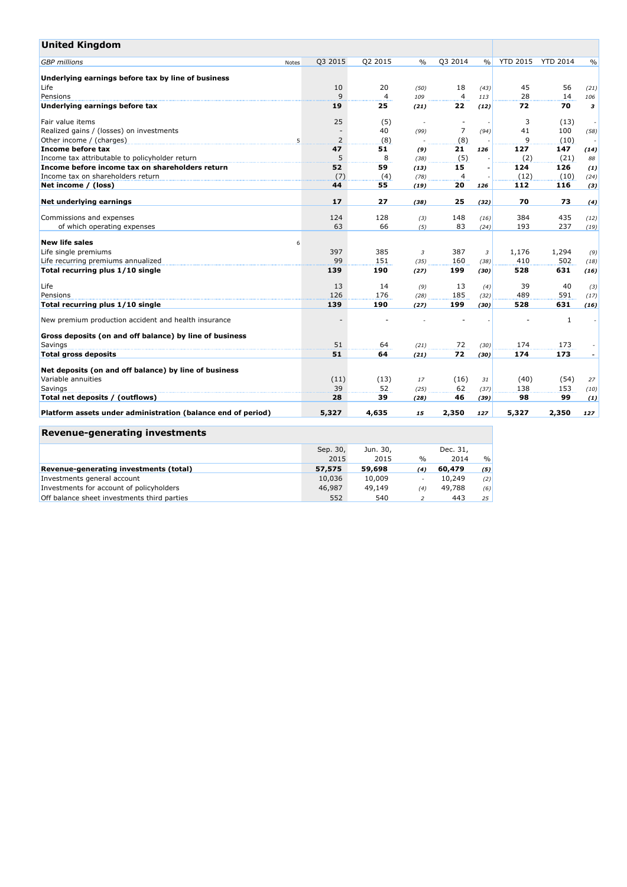## United Kingdom

| GBP millions | Notes | Q3 2015 | Q2 2015 | % | Q3 2014 | % | YTD 2015 | YTD 2014 | % |
|---|---|---|---|---|---|---|---|---|---|
| **Underlying earnings before tax by line of business** | | | | | | | | | |
| Life | | 10 | 20 | (50) | 18 | (43) | 45 | 56 | (21) |
| Pensions | | 9 | 4 | 109 | 4 | 113 | 28 | 14 | 106 |
| **Underlying earnings before tax** | | **19** | **25** | **(21)** | **22** | **(12)** | **72** | **70** | **3** |
| | | | | | | | | | |
| Fair value items | | 25 | (5) | - | - | - | 3 | (13) | - |
| Realized gains / (losses) on investments | | - | 40 | (99) | 7 | (94) | 41 | 100 | (58) |
| Other income / (charges) | 5 | 2 | (8) | - | (8) | - | 9 | (10) | - |
| **Income before tax** | | **47** | **51** | **(9)** | **21** | **126** | **127** | **147** | **(14)** |
| Income tax attributable to policyholder return | | 5 | 8 | (38) | (5) | - | (2) | (21) | 88 |
| **Income before income tax on shareholders return** | | **52** | **59** | **(13)** | **15** | **-** | **124** | **126** | **(1)** |
| Income tax on shareholders return | | (7) | (4) | (78) | 4 | - | (12) | (10) | (24) |
| **Net income / (loss)** | | **44** | **55** | **(19)** | **20** | **126** | **112** | **116** | **(3)** |
| | | | | | | | | | |
| **Net underlying earnings** | | **17** | **27** | **(38)** | **25** | **(32)** | **70** | **73** | **(4)** |
| | | | | | | | | | |
| Commissions and expenses | | 124 | 128 | (3) | 148 | (16) | 384 | 435 | (12) |
| of which operating expenses | | 63 | 66 | (5) | 83 | (24) | 193 | 237 | (19) |
| | | | | | | | | | |
| **New life sales** | 6 | | | | | | | | |
| Life single premiums | | 397 | 385 | 3 | 387 | 3 | 1,176 | 1,294 | (9) |
| Life recurring premiums annualized | | 99 | 151 | (35) | 160 | (38) | 410 | 502 | (18) |
| **Total recurring plus 1/10 single** | | **139** | **190** | **(27)** | **199** | **(30)** | **528** | **631** | **(16)** |
| | | | | | | | | | |
| Life | | 13 | 14 | (9) | 13 | (4) | 39 | 40 | (3) |
| Pensions | | 126 | 176 | (28) | 185 | (32) | 489 | 591 | (17) |
| **Total recurring plus 1/10 single** | | **139** | **190** | **(27)** | **199** | **(30)** | **528** | **631** | **(16)** |
| | | | | | | | | | |
| New premium production accident and health insurance | | - | - | - | - | - | - | 1 | - |
| | | | | | | | | | |
| **Gross deposits (on and off balance) by line of business** | | | | | | | | | |
| Savings | | 51 | 64 | (21) | 72 | (30) | 174 | 173 | - |
| **Total gross deposits** | | **51** | **64** | **(21)** | **72** | **(30)** | **174** | **173** | **-** |
| | | | | | | | | | |
| **Net deposits (on and off balance) by line of business** | | | | | | | | | |
| Variable annuities | | (11) | (13) | 17 | (16) | 31 | (40) | (54) | 27 |
| Savings | | 39 | 52 | (25) | 62 | (37) | 138 | 153 | (10) |
| **Total net deposits / (outflows)** | | **28** | **39** | **(28)** | **46** | **(39)** | **98** | **99** | **(1)** |
| | | | | | | | | | |
| **Platform assets under administration (balance end of period)** | | **5,327** | **4,635** | **15** | **2,350** | **127** | **5,327** | **2,350** | **127** |

## Revenue-generating investments

| | Sep. 30, 2015 | Jun. 30, 2015 | % | Dec. 31, 2014 | % |
|---|---|---|---|---|---|
| **Revenue-generating investments (total)** | **57,575** | **59,698** | **(4)** | **60,479** | **(5)** |
| Investments general account | 10,036 | 10,009 | - | 10,249 | (2) |
| Investments for account of policyholders | 46,987 | 49,149 | (4) | 49,788 | (6) |
| Off balance sheet investments third parties | 552 | 540 | 2 | 443 | 25 |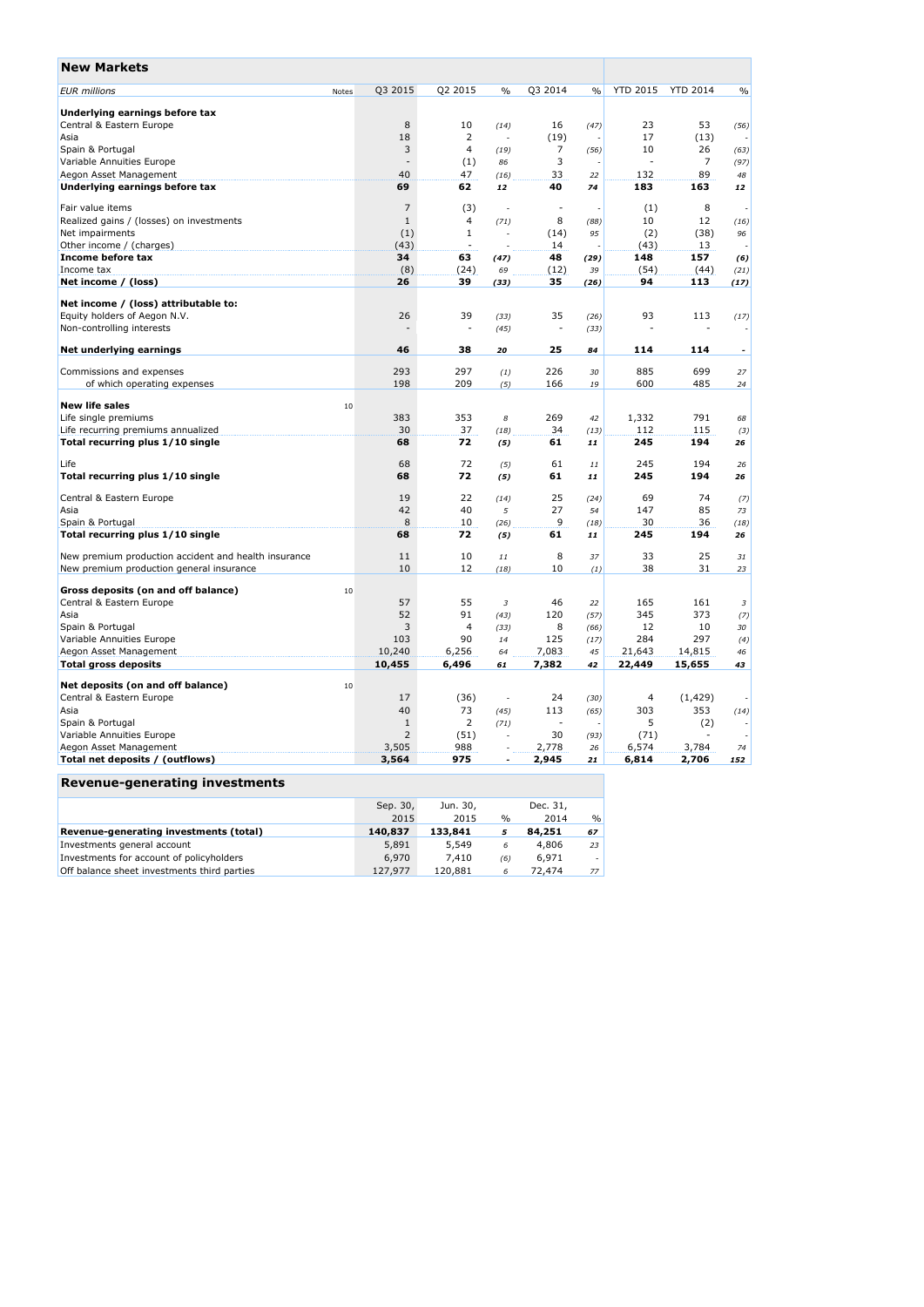## New Markets

| EUR millions | Notes | Q3 2015 | Q2 2015 | % | Q3 2014 | % | YTD 2015 | YTD 2014 | % |
|---|---|---|---|---|---|---|---|---|---|
| **Underlying earnings before tax** | | | | | | | | | |
| Central & Eastern Europe | | 8 | 10 | (14) | 16 | (47) | 23 | 53 | (56) |
| Asia | | 18 | 2 | - | (19) | - | 17 | (13) | - |
| Spain & Portugal | | 3 | 4 | (19) | 7 | (56) | 10 | 26 | (63) |
| Variable Annuities Europe | | - | (1) | 86 | 3 | - | - | 7 | (97) |
| Aegon Asset Management | | 40 | 47 | (16) | 33 | 22 | 132 | 89 | 48 |
| **Underlying earnings before tax** | | **69** | **62** | **12** | **40** | **74** | **183** | **163** | **12** |
| Fair value items | | 7 | (3) | - | - | - | (1) | 8 | - |
| Realized gains / (losses) on investments | | 1 | 4 | (71) | 8 | (88) | 10 | 12 | (16) |
| Net impairments | | (1) | 1 | - | (14) | 95 | (2) | (38) | 96 |
| Other income / (charges) | | (43) | - | - | 14 | - | (43) | 13 | - |
| **Income before tax** | | **34** | **63** | **(47)** | **48** | **(29)** | **148** | **157** | **(6)** |
| Income tax | | (8) | (24) | 69 | (12) | 39 | (54) | (44) | (21) |
| **Net income / (loss)** | | **26** | **39** | **(33)** | **35** | **(26)** | **94** | **113** | **(17)** |
| **Net income / (loss) attributable to:** | | | | | | | | | |
| Equity holders of Aegon N.V. | | 26 | 39 | (33) | 35 | (26) | 93 | 113 | (17) |
| Non-controlling interests | | - | - | (45) | - | (33) | - | - | - |
| **Net underlying earnings** | | **46** | **38** | **20** | **25** | **84** | **114** | **114** | **-** |
| Commissions and expenses | | 293 | 297 | (1) | 226 | 30 | 885 | 699 | 27 |
| of which operating expenses | | 198 | 209 | (5) | 166 | 19 | 600 | 485 | 24 |
| **New life sales** | 10 | | | | | | | | |
| Life single premiums | | 383 | 353 | 8 | 269 | 42 | 1,332 | 791 | 68 |
| Life recurring premiums annualized | | 30 | 37 | (18) | 34 | (13) | 112 | 115 | (3) |
| **Total recurring plus 1/10 single** | | **68** | **72** | **(5)** | **61** | **11** | **245** | **194** | **26** |
| Life | | 68 | 72 | (5) | 61 | 11 | 245 | 194 | 26 |
| **Total recurring plus 1/10 single** | | **68** | **72** | **(5)** | **61** | **11** | **245** | **194** | **26** |
| Central & Eastern Europe | | 19 | 22 | (14) | 25 | (24) | 69 | 74 | (7) |
| Asia | | 42 | 40 | 5 | 27 | 54 | 147 | 85 | 73 |
| Spain & Portugal | | 8 | 10 | (26) | 9 | (18) | 30 | 36 | (18) |
| **Total recurring plus 1/10 single** | | **68** | **72** | **(5)** | **61** | **11** | **245** | **194** | **26** |
| New premium production accident and health insurance | | 11 | 10 | 11 | 8 | 37 | 33 | 25 | 31 |
| New premium production general insurance | | 10 | 12 | (18) | 10 | (1) | 38 | 31 | 23 |
| **Gross deposits (on and off balance)** | 10 | | | | | | | | |
| Central & Eastern Europe | | 57 | 55 | 3 | 46 | 22 | 165 | 161 | 3 |
| Asia | | 52 | 91 | (43) | 120 | (57) | 345 | 373 | (7) |
| Spain & Portugal | | 3 | 4 | (33) | 8 | (66) | 12 | 10 | 30 |
| Variable Annuities Europe | | 103 | 90 | 14 | 125 | (17) | 284 | 297 | (4) |
| Aegon Asset Management | | 10,240 | 6,256 | 64 | 7,083 | 45 | 21,643 | 14,815 | 46 |
| **Total gross deposits** | | **10,455** | **6,496** | **61** | **7,382** | **42** | **22,449** | **15,655** | **43** |
| **Net deposits (on and off balance)** | 10 | | | | | | | | |
| Central & Eastern Europe | | 17 | (36) | - | 24 | (30) | 4 | (1,429) | - |
| Asia | | 40 | 73 | (45) | 113 | (65) | 303 | 353 | (14) |
| Spain & Portugal | | 1 | 2 | (71) | - | - | 5 | (2) | - |
| Variable Annuities Europe | | 2 | (51) | - | 30 | (93) | (71) | - | - |
| Aegon Asset Management | | 3,505 | 988 | - | 2,778 | 26 | 6,574 | 3,784 | 74 |
| **Total net deposits / (outflows)** | | **3,564** | **975** | **-** | **2,945** | **21** | **6,814** | **2,706** | **152** |

## Revenue-generating investments

| | Sep. 30, 2015 | Jun. 30, 2015 | % | Dec. 31, 2014 | % |
|---|---|---|---|---|---|
| **Revenue-generating investments (total)** | **140,837** | **133,841** | **5** | **84,251** | **67** |
| Investments general account | 5,891 | 5,549 | 6 | 4,806 | 23 |
| Investments for account of policyholders | 6,970 | 7,410 | (6) | 6,971 | - |
| Off balance sheet investments third parties | 127,977 | 120,881 | 6 | 72,474 | 77 |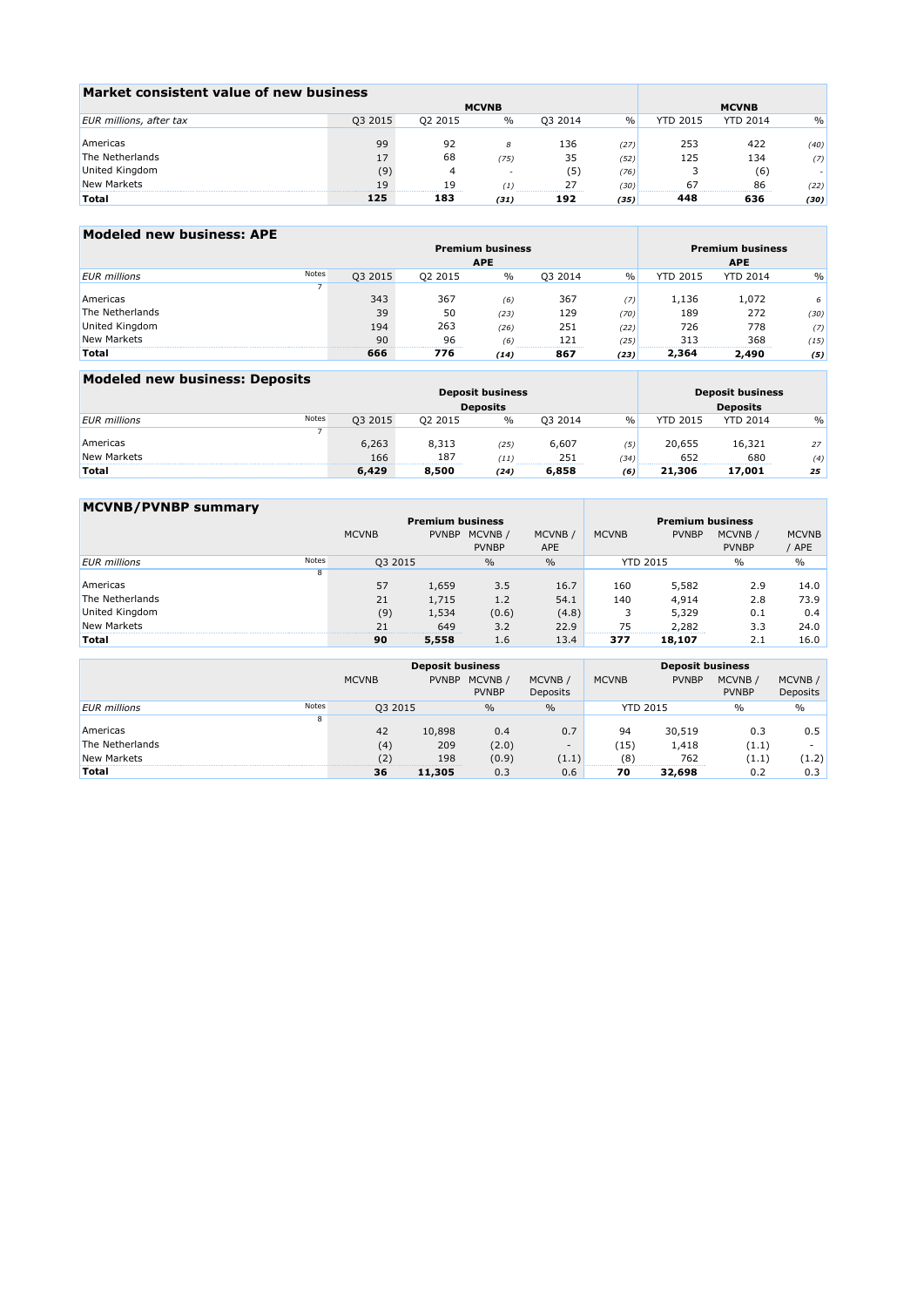## Market consistent value of new business

| EUR millions, after tax | MCVNB | | | | | MCVNB | | |
|---|---|---|---|---|---|---|---|---|
| | Q3 2015 | Q2 2015 | % | Q3 2014 | % | YTD 2015 | YTD 2014 | % |
| Americas | 99 | 92 | 8 | 136 | (27) | 253 | 422 | (40) |
| The Netherlands | 17 | 68 | (75) | 35 | (52) | 125 | 134 | (7) |
| United Kingdom | (9) | 4 | - | (5) | (76) | 3 | (6) | - |
| New Markets | 19 | 19 | (1) | 27 | (30) | 67 | 86 | (22) |
| **Total** | **125** | **183** | **(31)** | **192** | **(35)** | **448** | **636** | **(30)** |

## Modeled new business: APE

| EUR millions | Notes | Premium business APE | | | | | Premium business APE | | |
|---|---|---|---|---|---|---|---|---|---|
| | | Q3 2015 | Q2 2015 | % | Q3 2014 | % | YTD 2015 | YTD 2014 | % |
| | 7 | | | | | | | | |
| Americas | | 343 | 367 | (6) | 367 | (7) | 1,136 | 1,072 | 6 |
| The Netherlands | | 39 | 50 | (23) | 129 | (70) | 189 | 272 | (30) |
| United Kingdom | | 194 | 263 | (26) | 251 | (22) | 726 | 778 | (7) |
| New Markets | | 90 | 96 | (6) | 121 | (25) | 313 | 368 | (15) |
| **Total** | | **666** | **776** | **(14)** | **867** | **(23)** | **2,364** | **2,490** | **(5)** |

## Modeled new business: Deposits

| EUR millions | Notes | Deposit business Deposits | | | | | Deposit business Deposits | | |
|---|---|---|---|---|---|---|---|---|---|
| | | Q3 2015 | Q2 2015 | % | Q3 2014 | % | YTD 2015 | YTD 2014 | % |
| | 7 | | | | | | | | |
| Americas | | 6,263 | 8,313 | (25) | 6,607 | (5) | 20,655 | 16,321 | 27 |
| New Markets | | 166 | 187 | (11) | 251 | (34) | 652 | 680 | (4) |
| **Total** | | **6,429** | **8,500** | **(24)** | **6,858** | **(6)** | **21,306** | **17,001** | **25** |

## MCVNB/PVNBP summary

| | | Premium business | | | | Premium business | | | |
|---|---|---|---|---|---|---|---|---|---|
| | | MCVNB | PVNBP | MCVNB / PVNBP | MCVNB / APE | MCVNB | PVNBP | MCVNB / PVNBP | MCVNB / APE |
| EUR millions | Notes | Q3 2015 | | % | % | YTD 2015 | | % | % |
| | 8 | | | | | | | | |
| Americas | | 57 | 1,659 | 3.5 | 16.7 | 160 | 5,582 | 2.9 | 14.0 |
| The Netherlands | | 21 | 1,715 | 1.2 | 54.1 | 140 | 4,914 | 2.8 | 73.9 |
| United Kingdom | | (9) | 1,534 | (0.6) | (4.8) | 3 | 5,329 | 0.1 | 0.4 |
| New Markets | | 21 | 649 | 3.2 | 22.9 | 75 | 2,282 | 3.3 | 24.0 |
| **Total** | | **90** | **5,558** | 1.6 | 13.4 | **377** | **18,107** | 2.1 | 16.0 |

| | | Deposit business | | | | Deposit business | | | |
|---|---|---|---|---|---|---|---|---|---|
| | | MCVNB | PVNBP | MCVNB / PVNBP | MCVNB / Deposits | MCVNB | PVNBP | MCVNB / PVNBP | MCVNB / Deposits |
| EUR millions | Notes | Q3 2015 | | % | % | YTD 2015 | | % | % |
| | 8 | | | | | | | | |
| Americas | | 42 | 10,898 | 0.4 | 0.7 | 94 | 30,519 | 0.3 | 0.5 |
| The Netherlands | | (4) | 209 | (2.0) | - | (15) | 1,418 | (1.1) | - |
| New Markets | | (2) | 198 | (0.9) | (1.1) | (8) | 762 | (1.1) | (1.2) |
| **Total** | | **36** | **11,305** | 0.3 | 0.6 | **70** | **32,698** | 0.2 | 0.3 |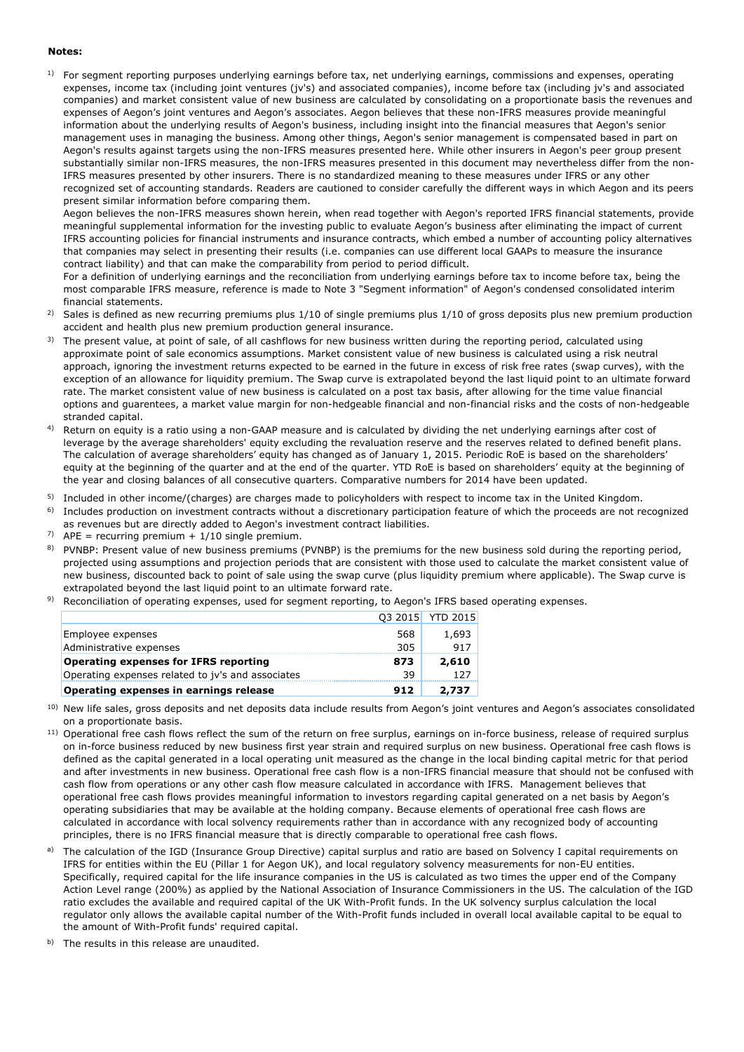**Notes:**

1) For segment reporting purposes underlying earnings before tax, net underlying earnings, commissions and expenses, operating expenses, income tax (including joint ventures (jv's) and associated companies), income before tax (including jv's and associated companies) and market consistent value of new business are calculated by consolidating on a proportionate basis the revenues and expenses of Aegon's joint ventures and Aegon's associates. Aegon believes that these non-IFRS measures provide meaningful information about the underlying results of Aegon's business, including insight into the financial measures that Aegon's senior management uses in managing the business. Among other things, Aegon's senior management is compensated based in part on Aegon's results against targets using the non-IFRS measures presented here. While other insurers in Aegon's peer group present substantially similar non-IFRS measures, the non-IFRS measures presented in this document may nevertheless differ from the non-IFRS measures presented by other insurers. There is no standardized meaning to these measures under IFRS or any other recognized set of accounting standards. Readers are cautioned to consider carefully the different ways in which Aegon and its peers present similar information before comparing them.
Aegon believes the non-IFRS measures shown herein, when read together with Aegon's reported IFRS financial statements, provide meaningful supplemental information for the investing public to evaluate Aegon's business after eliminating the impact of current IFRS accounting policies for financial instruments and insurance contracts, which embed a number of accounting policy alternatives that companies may select in presenting their results (i.e. companies can use different local GAAPs to measure the insurance contract liability) and that can make the comparability from period to period difficult.
For a definition of underlying earnings and the reconciliation from underlying earnings before tax to income before tax, being the most comparable IFRS measure, reference is made to Note 3 "Segment information" of Aegon's condensed consolidated interim financial statements.

2) Sales is defined as new recurring premiums plus 1/10 of single premiums plus 1/10 of gross deposits plus new premium production accident and health plus new premium production general insurance.

3) The present value, at point of sale, of all cashflows for new business written during the reporting period, calculated using approximate point of sale economics assumptions. Market consistent value of new business is calculated using a risk neutral approach, ignoring the investment returns expected to be earned in the future in excess of risk free rates (swap curves), with the exception of an allowance for liquidity premium. The Swap curve is extrapolated beyond the last liquid point to an ultimate forward rate. The market consistent value of new business is calculated on a post tax basis, after allowing for the time value financial options and guarentees, a market value margin for non-hedgeable financial and non-financial risks and the costs of non-hedgeable stranded capital.

4) Return on equity is a ratio using a non-GAAP measure and is calculated by dividing the net underlying earnings after cost of leverage by the average shareholders' equity excluding the revaluation reserve and the reserves related to defined benefit plans. The calculation of average shareholders' equity has changed as of January 1, 2015. Periodic RoE is based on the shareholders' equity at the beginning of the quarter and at the end of the quarter. YTD RoE is based on shareholders' equity at the beginning of the year and closing balances of all consecutive quarters. Comparative numbers for 2014 have been updated.

5) Included in other income/(charges) are charges made to policyholders with respect to income tax in the United Kingdom.

6) Includes production on investment contracts without a discretionary participation feature of which the proceeds are not recognized as revenues but are directly added to Aegon's investment contract liabilities.

7) APE = recurring premium + 1/10 single premium.

8) PVNBP: Present value of new business premiums (PVNBP) is the premiums for the new business sold during the reporting period, projected using assumptions and projection periods that are consistent with those used to calculate the market consistent value of new business, discounted back to point of sale using the swap curve (plus liquidity premium where applicable). The Swap curve is extrapolated beyond the last liquid point to an ultimate forward rate.

9) Reconciliation of operating expenses, used for segment reporting, to Aegon's IFRS based operating expenses.

| | Q3 2015 | YTD 2015 |
|---|---|---|
| Employee expenses | 568 | 1,693 |
| Administrative expenses | 305 | 917 |
| **Operating expenses for IFRS reporting** | **873** | **2,610** |
| Operating expenses related to jv's and associates | 39 | 127 |
| **Operating expenses in earnings release** | **912** | **2,737** |

10) New life sales, gross deposits and net deposits data include results from Aegon's joint ventures and Aegon's associates consolidated on a proportionate basis.

11) Operational free cash flows reflect the sum of the return on free surplus, earnings on in-force business, release of required surplus on in-force business reduced by new business first year strain and required surplus on new business. Operational free cash flows is defined as the capital generated in a local operating unit measured as the change in the local binding capital metric for that period and after investments in new business. Operational free cash flow is a non-IFRS financial measure that should not be confused with cash flow from operations or any other cash flow measure calculated in accordance with IFRS. Management believes that operational free cash flows provides meaningful information to investors regarding capital generated on a net basis by Aegon's operating subsidiaries that may be available at the holding company. Because elements of operational free cash flows are calculated in accordance with local solvency requirements rather than in accordance with any recognized body of accounting principles, there is no IFRS financial measure that is directly comparable to operational free cash flows.

a) The calculation of the IGD (Insurance Group Directive) capital surplus and ratio are based on Solvency I capital requirements on IFRS for entities within the EU (Pillar 1 for Aegon UK), and local regulatory solvency measurements for non-EU entities. Specifically, required capital for the life insurance companies in the US is calculated as two times the upper end of the Company Action Level range (200%) as applied by the National Association of Insurance Commissioners in the US. The calculation of the IGD ratio excludes the available and required capital of the UK With-Profit funds. In the UK solvency surplus calculation the local regulator only allows the available capital number of the With-Profit funds included in overall local available capital to be equal to the amount of With-Profit funds' required capital.

b) The results in this release are unaudited.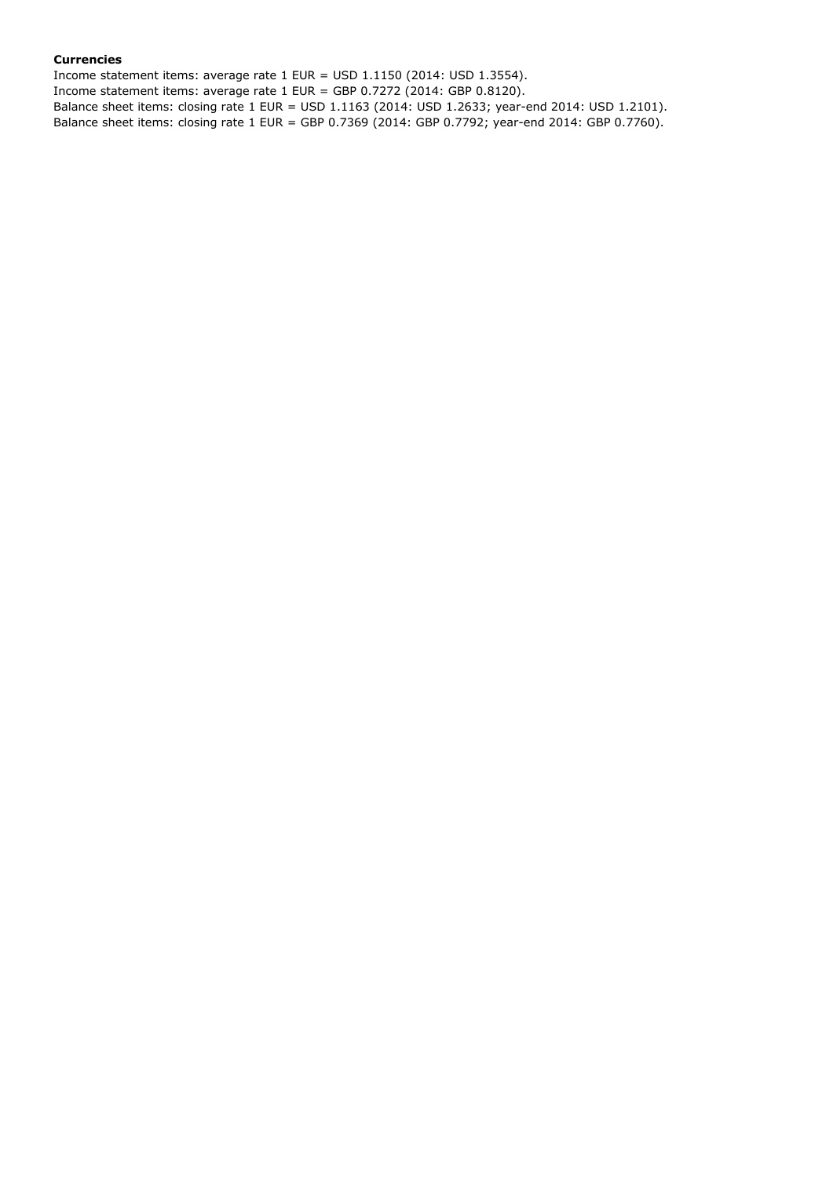**Currencies**

Income statement items: average rate 1 EUR = USD 1.1150 (2014: USD 1.3554).
Income statement items: average rate 1 EUR = GBP 0.7272 (2014: GBP 0.8120).
Balance sheet items: closing rate 1 EUR = USD 1.1163 (2014: USD 1.2633; year-end 2014: USD 1.2101).
Balance sheet items: closing rate 1 EUR = GBP 0.7369 (2014: GBP 0.7792; year-end 2014: GBP 0.7760).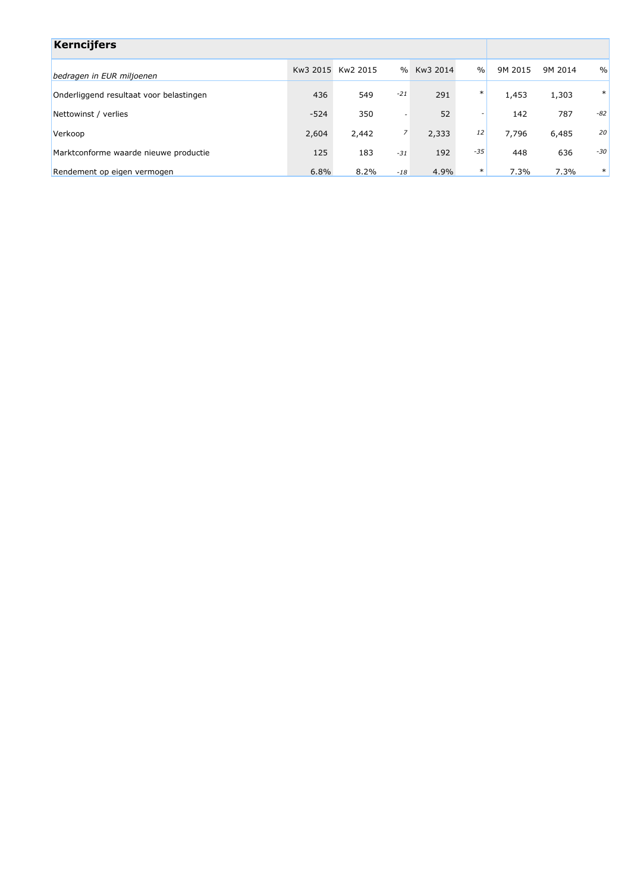| Kerncijfers | | | | | | | | |
|---|---|---|---|---|---|---|---|---|
| *bedragen in EUR miljoenen* | Kw3 2015 | Kw2 2015 | % | Kw3 2014 | % | 9M 2015 | 9M 2014 | % |
| Onderliggend resultaat voor belastingen | 436 | 549 | *-21* | 291 | * | 1,453 | 1,303 | * |
| Nettowinst / verlies | -524 | 350 | - | 52 | - | 142 | 787 | *-82* |
| Verkoop | 2,604 | 2,442 | *7* | 2,333 | *12* | 7,796 | 6,485 | *20* |
| Marktconforme waarde nieuwe productie | 125 | 183 | *-31* | 192 | *-35* | 448 | 636 | *-30* |
| Rendement op eigen vermogen | 6.8% | 8.2% | *-18* | 4.9% | * | 7.3% | 7.3% | * |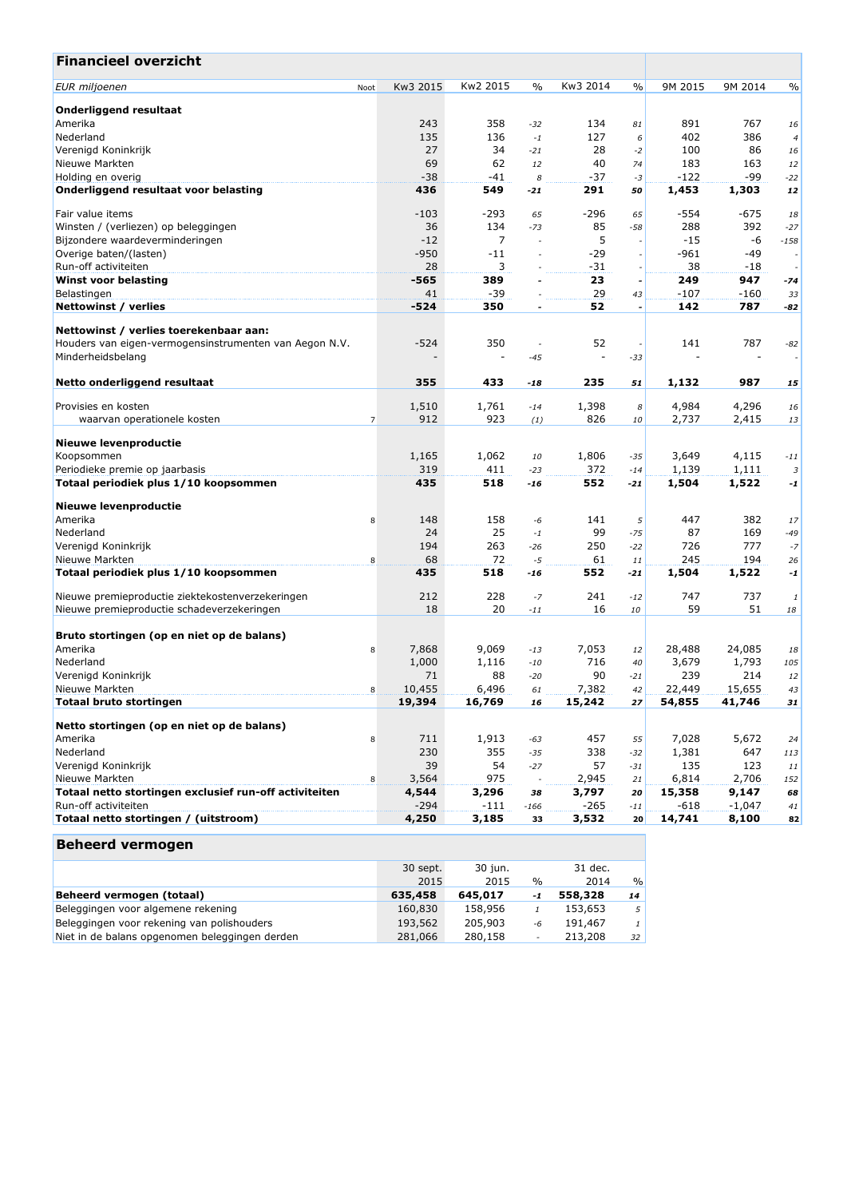## Financieel overzicht

| EUR miljoenen | Noot | Kw3 2015 | Kw2 2015 | % | Kw3 2014 | % | 9M 2015 | 9M 2014 | % |
|---|---|---|---|---|---|---|---|---|---|
| **Onderliggend resultaat** | | | | | | | | | |
| Amerika | | 243 | 358 | -32 | 134 | 81 | 891 | 767 | 16 |
| Nederland | | 135 | 136 | -1 | 127 | 6 | 402 | 386 | 4 |
| Verenigd Koninkrijk | | 27 | 34 | -21 | 28 | -2 | 100 | 86 | 16 |
| Nieuwe Markten | | 69 | 62 | 12 | 40 | 74 | 183 | 163 | 12 |
| Holding en overig | | -38 | -41 | 8 | -37 | -3 | -122 | -99 | -22 |
| **Onderliggend resultaat voor belasting** | | **436** | **549** | **-21** | **291** | **50** | **1,453** | **1,303** | **12** |
| Fair value items | | -103 | -293 | 65 | -296 | 65 | -554 | -675 | 18 |
| Winsten / (verliezen) op beleggingen | | 36 | 134 | -73 | 85 | -58 | 288 | 392 | -27 |
| Bijzondere waardeverminderingen | | -12 | 7 | - | 5 | - | -15 | -6 | -158 |
| Overige baten/(lasten) | | -950 | -11 | - | -29 | - | -961 | -49 | - |
| Run-off activiteiten | | 28 | 3 | - | -31 | - | 38 | -18 | - |
| **Winst voor belasting** | | **-565** | **389** | **-** | **23** | **-** | **249** | **947** | **-74** |
| Belastingen | | 41 | -39 | - | 29 | 43 | -107 | -160 | 33 |
| **Nettowinst / verlies** | | **-524** | **350** | **-** | **52** | **-** | **142** | **787** | **-82** |
| **Nettowinst / verlies toerekenbaar aan:** | | | | | | | | | |
| Houders van eigen-vermogensinstrumenten van Aegon N.V. | | -524 | 350 | - | 52 | - | 141 | 787 | -82 |
| Minderheidsbelang | | - | - | -45 | - | -33 | - | - | - |
| **Netto onderliggend resultaat** | | **355** | **433** | **-18** | **235** | **51** | **1,132** | **987** | **15** |
| Provisies en kosten | | 1,510 | 1,761 | -14 | 1,398 | 8 | 4,984 | 4,296 | 16 |
| waarvan operationele kosten | 7 | 912 | 923 | (1) | 826 | 10 | 2,737 | 2,415 | 13 |
| **Nieuwe levenproductie** | | | | | | | | | |
| Koopsommen | | 1,165 | 1,062 | 10 | 1,806 | -35 | 3,649 | 4,115 | -11 |
| Periodieke premie op jaarbasis | | 319 | 411 | -23 | 372 | -14 | 1,139 | 1,111 | 3 |
| **Totaal periodiek plus 1/10 koopsommen** | | **435** | **518** | **-16** | **552** | **-21** | **1,504** | **1,522** | **-1** |
| **Nieuwe levenproductie** | | | | | | | | | |
| Amerika | 8 | 148 | 158 | -6 | 141 | 5 | 447 | 382 | 17 |
| Nederland | | 24 | 25 | -1 | 99 | -75 | 87 | 169 | -49 |
| Verenigd Koninkrijk | | 194 | 263 | -26 | 250 | -22 | 726 | 777 | -7 |
| Nieuwe Markten | 8 | 68 | 72 | -5 | 61 | 11 | 245 | 194 | 26 |
| **Totaal periodiek plus 1/10 koopsommen** | | **435** | **518** | **-16** | **552** | **-21** | **1,504** | **1,522** | **-1** |
| Nieuwe premieproductie ziektekostenverzekeringen | | 212 | 228 | -7 | 241 | -12 | 747 | 737 | 1 |
| Nieuwe premieproductie schadeverzekeringen | | 18 | 20 | -11 | 16 | 10 | 59 | 51 | 18 |
| **Bruto stortingen (op en niet op de balans)** | | | | | | | | | |
| Amerika | 8 | 7,868 | 9,069 | -13 | 7,053 | 12 | 28,488 | 24,085 | 18 |
| Nederland | | 1,000 | 1,116 | -10 | 716 | 40 | 3,679 | 1,793 | 105 |
| Verenigd Koninkrijk | | 71 | 88 | -20 | 90 | -21 | 239 | 214 | 12 |
| Nieuwe Markten | 8 | 10,455 | 6,496 | 61 | 7,382 | 42 | 22,449 | 15,655 | 43 |
| **Totaal bruto stortingen** | | **19,394** | **16,769** | **16** | **15,242** | **27** | **54,855** | **41,746** | **31** |
| **Netto stortingen (op en niet op de balans)** | | | | | | | | | |
| Amerika | 8 | 711 | 1,913 | -63 | 457 | 55 | 7,028 | 5,672 | 24 |
| Nederland | | 230 | 355 | -35 | 338 | -32 | 1,381 | 647 | 113 |
| Verenigd Koninkrijk | | 39 | 54 | -27 | 57 | -31 | 135 | 123 | 11 |
| Nieuwe Markten | 8 | 3,564 | 975 | - | 2,945 | 21 | 6,814 | 2,706 | 152 |
| **Totaal netto stortingen exclusief run-off activiteiten** | | **4,544** | **3,296** | **38** | **3,797** | **20** | **15,358** | **9,147** | **68** |
| Run-off activiteiten | | -294 | -111 | -166 | -265 | -11 | -618 | -1,047 | 41 |
| **Totaal netto stortingen / (uitstroom)** | | **4,250** | **3,185** | **33** | **3,532** | **20** | **14,741** | **8,100** | **82** |

## Beheerd vermogen

| | 30 sept. 2015 | 30 jun. 2015 | % | 31 dec. 2014 | % |
|---|---|---|---|---|---|
| **Beheerd vermogen (totaal)** | **635,458** | **645,017** | **-1** | **558,328** | **14** |
| Beleggingen voor algemene rekening | 160,830 | 158,956 | 1 | 153,653 | 5 |
| Beleggingen voor rekening van polishouders | 193,562 | 205,903 | -6 | 191,467 | 1 |
| Niet in de balans opgenomen beleggingen derden | 281,066 | 280,158 | - | 213,208 | 32 |